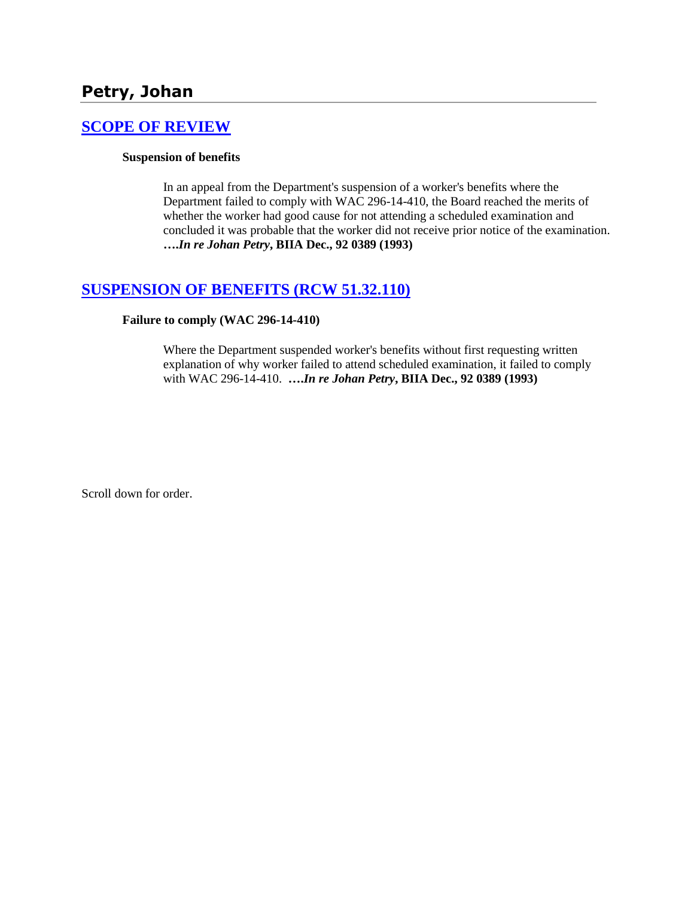# Petry, Johan

## SCOPE OF REVIEW

**Suspension of benefits**

In an appeal from the Department's suspension of a worker's benefits where the Department failed to comply with WAC 296-14-410, the Board reached the merits of whether the worker had good cause for not attending a scheduled examination and concluded it was probable that the worker did not receive prior notice of the examination. ***….In re Johan Petry*, BIIA Dec., 92 0389 (1993)**

## SUSPENSION OF BENEFITS (RCW 51.32.110)

**Failure to comply (WAC 296-14-410)**

Where the Department suspended worker's benefits without first requesting written explanation of why worker failed to attend scheduled examination, it failed to comply with WAC 296-14-410. ***….In re Johan Petry*, BIIA Dec., 92 0389 (1993)**

Scroll down for order.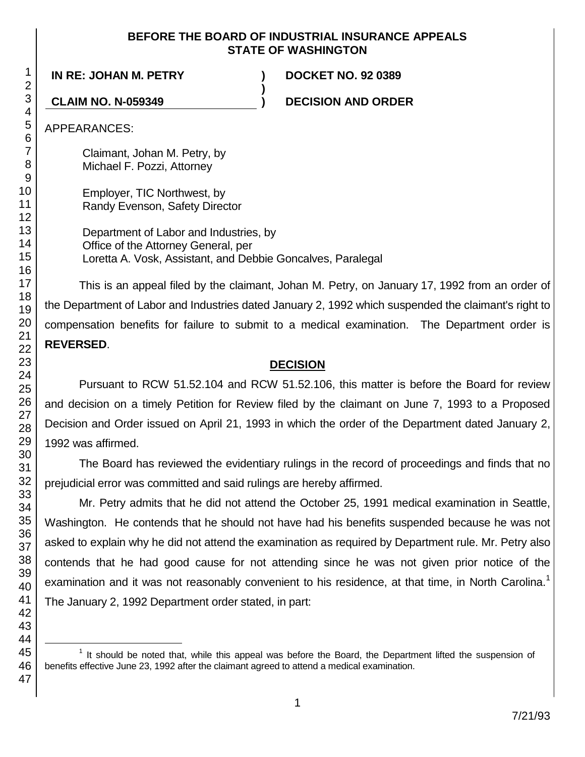**BEFORE THE BOARD OF INDUSTRIAL INSURANCE APPEALS**
**STATE OF WASHINGTON**

| | | |
|---|---|---|
| **IN RE: JOHAN M. PETRY** | **)** | **DOCKET NO. 92 0389** |
| | **)** | |
| **CLAIM NO. N-059349** | **)** | **DECISION AND ORDER** |

APPEARANCES:

Claimant, Johan M. Petry, by
Michael F. Pozzi, Attorney

Employer, TIC Northwest, by
Randy Evenson, Safety Director

Department of Labor and Industries, by
Office of the Attorney General, per
Loretta A. Vosk, Assistant, and Debbie Goncalves, Paralegal

This is an appeal filed by the claimant, Johan M. Petry, on January 17, 1992 from an order of the Department of Labor and Industries dated January 2, 1992 which suspended the claimant's right to compensation benefits for failure to submit to a medical examination. The Department order is **REVERSED**.

## DECISION

Pursuant to RCW 51.52.104 and RCW 51.52.106, this matter is before the Board for review and decision on a timely Petition for Review filed by the claimant on June 7, 1993 to a Proposed Decision and Order issued on April 21, 1993 in which the order of the Department dated January 2, 1992 was affirmed.

The Board has reviewed the evidentiary rulings in the record of proceedings and finds that no prejudicial error was committed and said rulings are hereby affirmed.

Mr. Petry admits that he did not attend the October 25, 1991 medical examination in Seattle, Washington. He contends that he should not have had his benefits suspended because he was not asked to explain why he did not attend the examination as required by Department rule. Mr. Petry also contends that he had good cause for not attending since he was not given prior notice of the examination and it was not reasonably convenient to his residence, at that time, in North Carolina.[1] The January 2, 1992 Department order stated, in part:

[1] It should be noted that, while this appeal was before the Board, the Department lifted the suspension of benefits effective June 23, 1992 after the claimant agreed to attend a medical examination.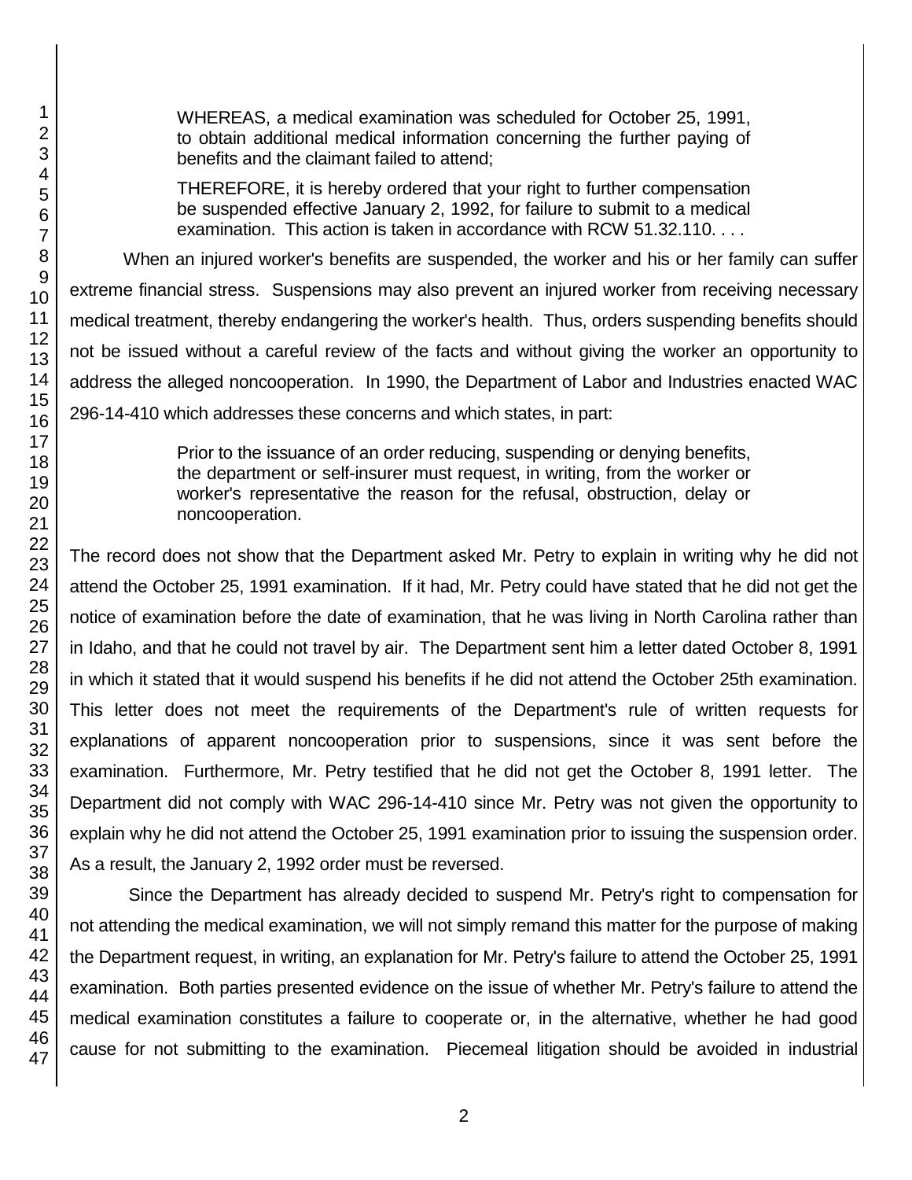> WHEREAS, a medical examination was scheduled for October 25, 1991, to obtain additional medical information concerning the further paying of benefits and the claimant failed to attend;
>
> THEREFORE, it is hereby ordered that your right to further compensation be suspended effective January 2, 1992, for failure to submit to a medical examination. This action is taken in accordance with RCW 51.32.110. . . .

When an injured worker's benefits are suspended, the worker and his or her family can suffer extreme financial stress. Suspensions may also prevent an injured worker from receiving necessary medical treatment, thereby endangering the worker's health. Thus, orders suspending benefits should not be issued without a careful review of the facts and without giving the worker an opportunity to address the alleged noncooperation. In 1990, the Department of Labor and Industries enacted WAC 296-14-410 which addresses these concerns and which states, in part:

> Prior to the issuance of an order reducing, suspending or denying benefits, the department or self-insurer must request, in writing, from the worker or worker's representative the reason for the refusal, obstruction, delay or noncooperation.

The record does not show that the Department asked Mr. Petry to explain in writing why he did not attend the October 25, 1991 examination. If it had, Mr. Petry could have stated that he did not get the notice of examination before the date of examination, that he was living in North Carolina rather than in Idaho, and that he could not travel by air. The Department sent him a letter dated October 8, 1991 in which it stated that it would suspend his benefits if he did not attend the October 25th examination. This letter does not meet the requirements of the Department's rule of written requests for explanations of apparent noncooperation prior to suspensions, since it was sent before the examination. Furthermore, Mr. Petry testified that he did not get the October 8, 1991 letter. The Department did not comply with WAC 296-14-410 since Mr. Petry was not given the opportunity to explain why he did not attend the October 25, 1991 examination prior to issuing the suspension order. As a result, the January 2, 1992 order must be reversed.

Since the Department has already decided to suspend Mr. Petry's right to compensation for not attending the medical examination, we will not simply remand this matter for the purpose of making the Department request, in writing, an explanation for Mr. Petry's failure to attend the October 25, 1991 examination. Both parties presented evidence on the issue of whether Mr. Petry's failure to attend the medical examination constitutes a failure to cooperate or, in the alternative, whether he had good cause for not submitting to the examination. Piecemeal litigation should be avoided in industrial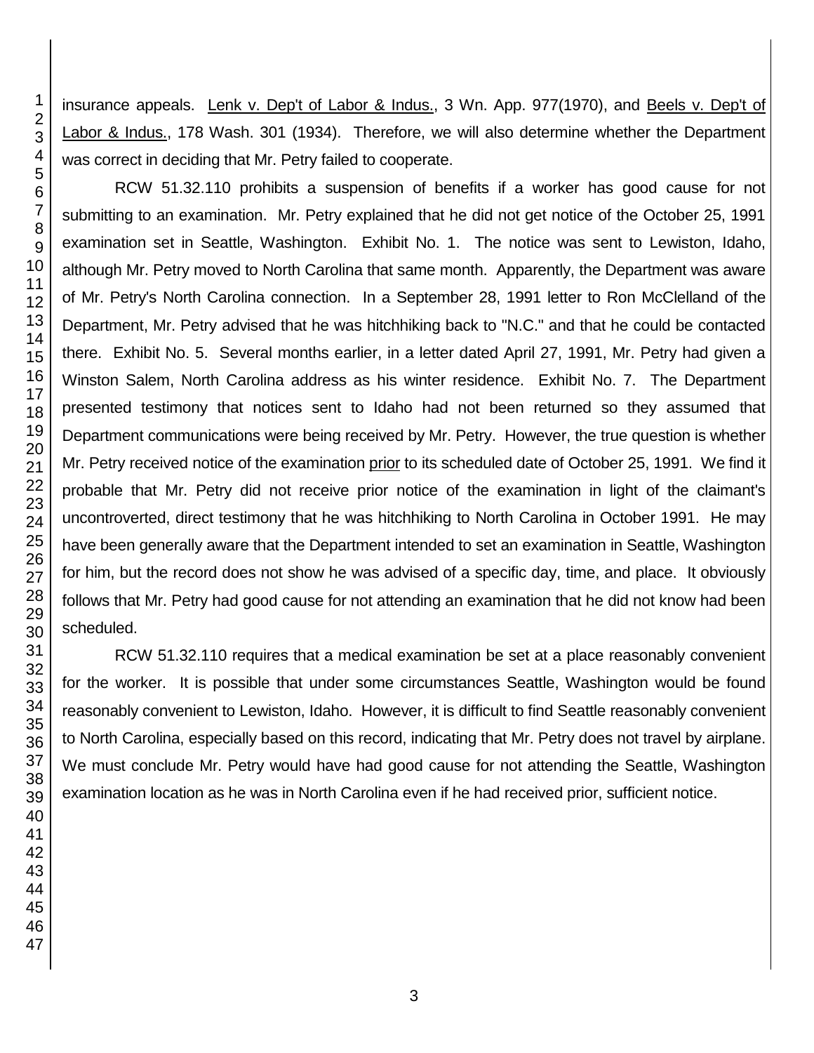insurance appeals. Lenk v. Dep't of Labor & Indus., 3 Wn. App. 977(1970), and Beels v. Dep't of Labor & Indus., 178 Wash. 301 (1934). Therefore, we will also determine whether the Department was correct in deciding that Mr. Petry failed to cooperate.

RCW 51.32.110 prohibits a suspension of benefits if a worker has good cause for not submitting to an examination. Mr. Petry explained that he did not get notice of the October 25, 1991 examination set in Seattle, Washington. Exhibit No. 1. The notice was sent to Lewiston, Idaho, although Mr. Petry moved to North Carolina that same month. Apparently, the Department was aware of Mr. Petry's North Carolina connection. In a September 28, 1991 letter to Ron McClelland of the Department, Mr. Petry advised that he was hitchhiking back to "N.C." and that he could be contacted there. Exhibit No. 5. Several months earlier, in a letter dated April 27, 1991, Mr. Petry had given a Winston Salem, North Carolina address as his winter residence. Exhibit No. 7. The Department presented testimony that notices sent to Idaho had not been returned so they assumed that Department communications were being received by Mr. Petry. However, the true question is whether Mr. Petry received notice of the examination prior to its scheduled date of October 25, 1991. We find it probable that Mr. Petry did not receive prior notice of the examination in light of the claimant's uncontroverted, direct testimony that he was hitchhiking to North Carolina in October 1991. He may have been generally aware that the Department intended to set an examination in Seattle, Washington for him, but the record does not show he was advised of a specific day, time, and place. It obviously follows that Mr. Petry had good cause for not attending an examination that he did not know had been scheduled.

RCW 51.32.110 requires that a medical examination be set at a place reasonably convenient for the worker. It is possible that under some circumstances Seattle, Washington would be found reasonably convenient to Lewiston, Idaho. However, it is difficult to find Seattle reasonably convenient to North Carolina, especially based on this record, indicating that Mr. Petry does not travel by airplane. We must conclude Mr. Petry would have had good cause for not attending the Seattle, Washington examination location as he was in North Carolina even if he had received prior, sufficient notice.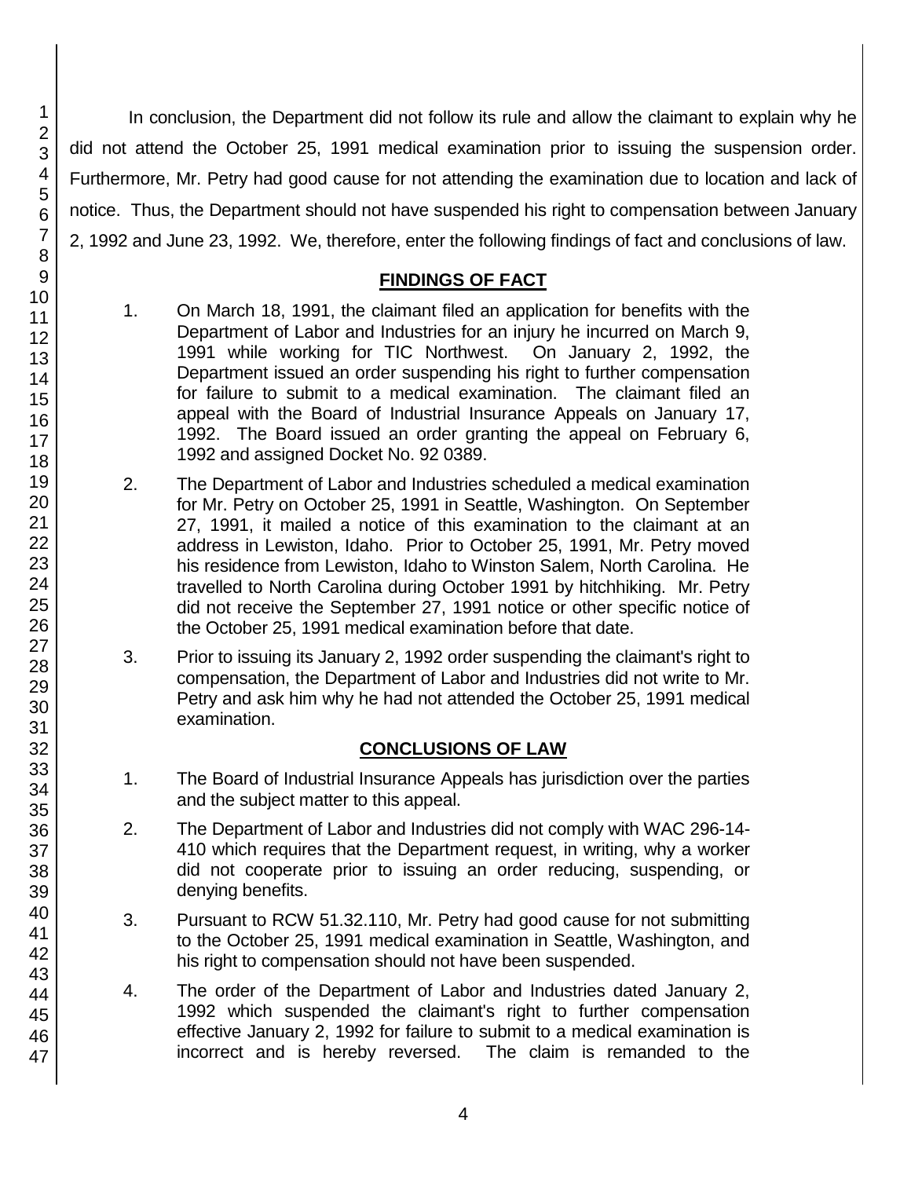In conclusion, the Department did not follow its rule and allow the claimant to explain why he did not attend the October 25, 1991 medical examination prior to issuing the suspension order. Furthermore, Mr. Petry had good cause for not attending the examination due to location and lack of notice. Thus, the Department should not have suspended his right to compensation between January 2, 1992 and June 23, 1992. We, therefore, enter the following findings of fact and conclusions of law.

## FINDINGS OF FACT

1. On March 18, 1991, the claimant filed an application for benefits with the Department of Labor and Industries for an injury he incurred on March 9, 1991 while working for TIC Northwest. On January 2, 1992, the Department issued an order suspending his right to further compensation for failure to submit to a medical examination. The claimant filed an appeal with the Board of Industrial Insurance Appeals on January 17, 1992. The Board issued an order granting the appeal on February 6, 1992 and assigned Docket No. 92 0389.

2. The Department of Labor and Industries scheduled a medical examination for Mr. Petry on October 25, 1991 in Seattle, Washington. On September 27, 1991, it mailed a notice of this examination to the claimant at an address in Lewiston, Idaho. Prior to October 25, 1991, Mr. Petry moved his residence from Lewiston, Idaho to Winston Salem, North Carolina. He travelled to North Carolina during October 1991 by hitchhiking. Mr. Petry did not receive the September 27, 1991 notice or other specific notice of the October 25, 1991 medical examination before that date.

3. Prior to issuing its January 2, 1992 order suspending the claimant's right to compensation, the Department of Labor and Industries did not write to Mr. Petry and ask him why he had not attended the October 25, 1991 medical examination.

## CONCLUSIONS OF LAW

1. The Board of Industrial Insurance Appeals has jurisdiction over the parties and the subject matter to this appeal.

2. The Department of Labor and Industries did not comply with WAC 296-14-410 which requires that the Department request, in writing, why a worker did not cooperate prior to issuing an order reducing, suspending, or denying benefits.

3. Pursuant to RCW 51.32.110, Mr. Petry had good cause for not submitting to the October 25, 1991 medical examination in Seattle, Washington, and his right to compensation should not have been suspended.

4. The order of the Department of Labor and Industries dated January 2, 1992 which suspended the claimant's right to further compensation effective January 2, 1992 for failure to submit to a medical examination is incorrect and is hereby reversed. The claim is remanded to the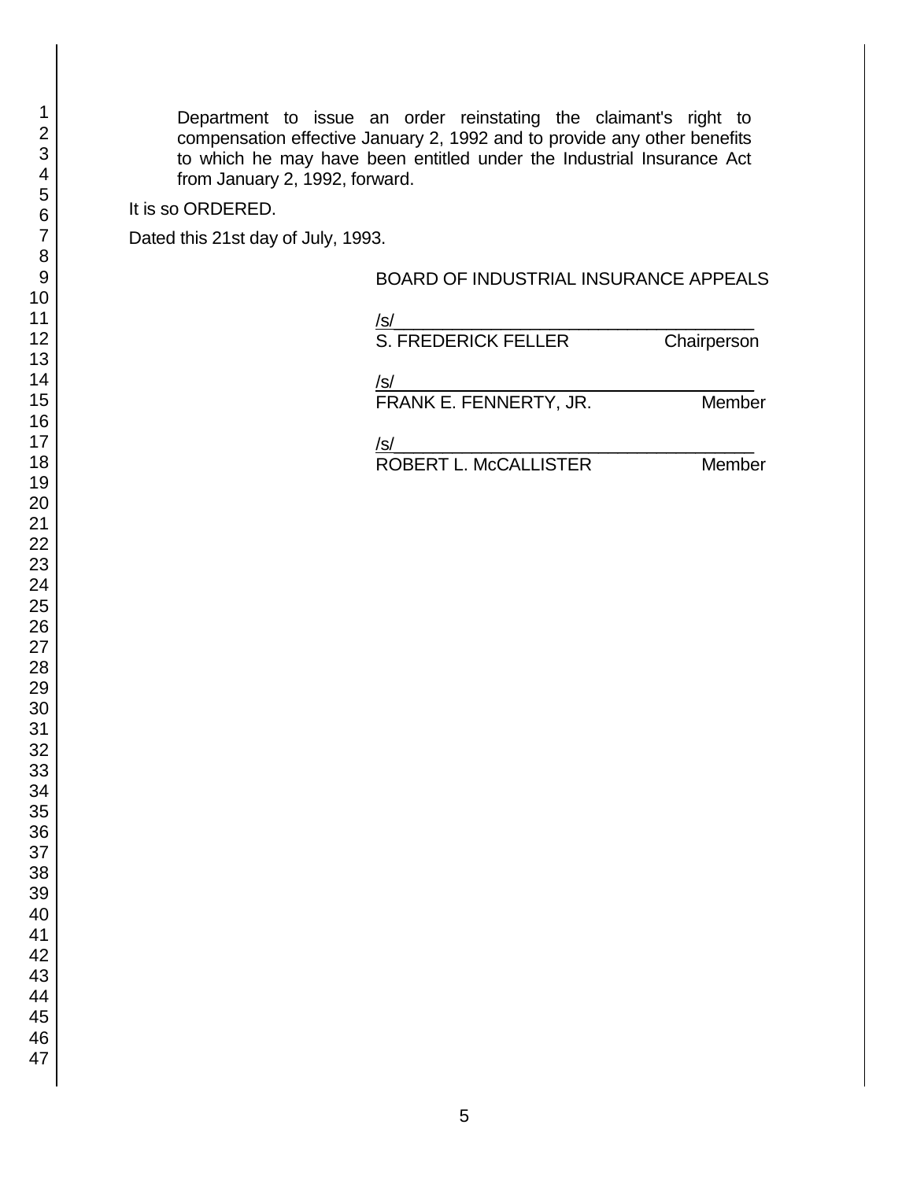Department to issue an order reinstating the claimant's right to compensation effective January 2, 1992 and to provide any other benefits to which he may have been entitled under the Industrial Insurance Act from January 2, 1992, forward.

It is so ORDERED.

Dated this 21st day of July, 1993.

BOARD OF INDUSTRIAL INSURANCE APPEALS

/s/
S. FREDERICK FELLER Chairperson

/s/
FRANK E. FENNERTY, JR. Member

/s/
ROBERT L. McCALLISTER Member